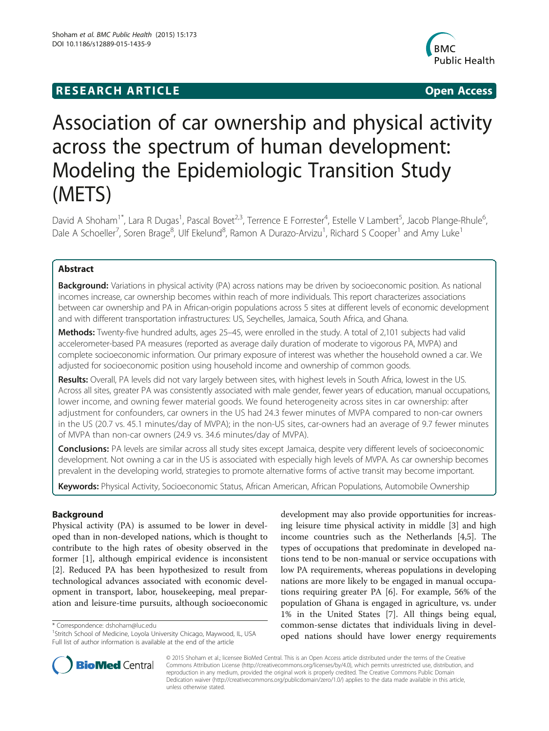**RESEARCH ARTICLE** **Open Access**

# Association of car ownership and physical activity across the spectrum of human development: Modeling the Epidemiologic Transition Study (METS)

David A Shoham[1*], Lara R Dugas[1], Pascal Bovet[2,3], Terrence E Forrester[4], Estelle V Lambert[5], Jacob Plange-Rhule[6], Dale A Schoeller[7], Soren Brage[8], Ulf Ekelund[8], Ramon A Durazo-Arvizu[1], Richard S Cooper[1] and Amy Luke[1]

## Abstract

**Background:** Variations in physical activity (PA) across nations may be driven by socioeconomic position. As national incomes increase, car ownership becomes within reach of more individuals. This report characterizes associations between car ownership and PA in African-origin populations across 5 sites at different levels of economic development and with different transportation infrastructures: US, Seychelles, Jamaica, South Africa, and Ghana.

**Methods:** Twenty-five hundred adults, ages 25–45, were enrolled in the study. A total of 2,101 subjects had valid accelerometer-based PA measures (reported as average daily duration of moderate to vigorous PA, MVPA) and complete socioeconomic information. Our primary exposure of interest was whether the household owned a car. We adjusted for socioeconomic position using household income and ownership of common goods.

**Results:** Overall, PA levels did not vary largely between sites, with highest levels in South Africa, lowest in the US. Across all sites, greater PA was consistently associated with male gender, fewer years of education, manual occupations, lower income, and owning fewer material goods. We found heterogeneity across sites in car ownership: after adjustment for confounders, car owners in the US had 24.3 fewer minutes of MVPA compared to non-car owners in the US (20.7 vs. 45.1 minutes/day of MVPA); in the non-US sites, car-owners had an average of 9.7 fewer minutes of MVPA than non-car owners (24.9 vs. 34.6 minutes/day of MVPA).

**Conclusions:** PA levels are similar across all study sites except Jamaica, despite very different levels of socioeconomic development. Not owning a car in the US is associated with especially high levels of MVPA. As car ownership becomes prevalent in the developing world, strategies to promote alternative forms of active transit may become important.

**Keywords:** Physical Activity, Socioeconomic Status, African American, African Populations, Automobile Ownership

## Background

Physical activity (PA) is assumed to be lower in developed than in non-developed nations, which is thought to contribute to the high rates of obesity observed in the former [1], although empirical evidence is inconsistent [2]. Reduced PA has been hypothesized to result from technological advances associated with economic development in transport, labor, housekeeping, meal preparation and leisure-time pursuits, although socioeconomic development may also provide opportunities for increasing leisure time physical activity in middle [3] and high income countries such as the Netherlands [4,5]. The types of occupations that predominate in developed nations tend to be non-manual or service occupations with low PA requirements, whereas populations in developing nations are more likely to be engaged in manual occupations requiring greater PA [6]. For example, 56% of the population of Ghana is engaged in agriculture, vs. under 1% in the United States [7]. All things being equal, common-sense dictates that individuals living in developed nations should have lower energy requirements

* Correspondence: dshoham@luc.edu
[1]Stritch School of Medicine, Loyola University Chicago, Maywood, IL, USA
Full list of author information is available at the end of the article

© 2015 Shoham et al.; licensee BioMed Central. This is an Open Access article distributed under the terms of the Creative Commons Attribution License (http://creativecommons.org/licenses/by/4.0), which permits unrestricted use, distribution, and reproduction in any medium, provided the original work is properly credited. The Creative Commons Public Domain Dedication waiver (http://creativecommons.org/publicdomain/zero/1.0/) applies to the data made available in this article, unless otherwise stated.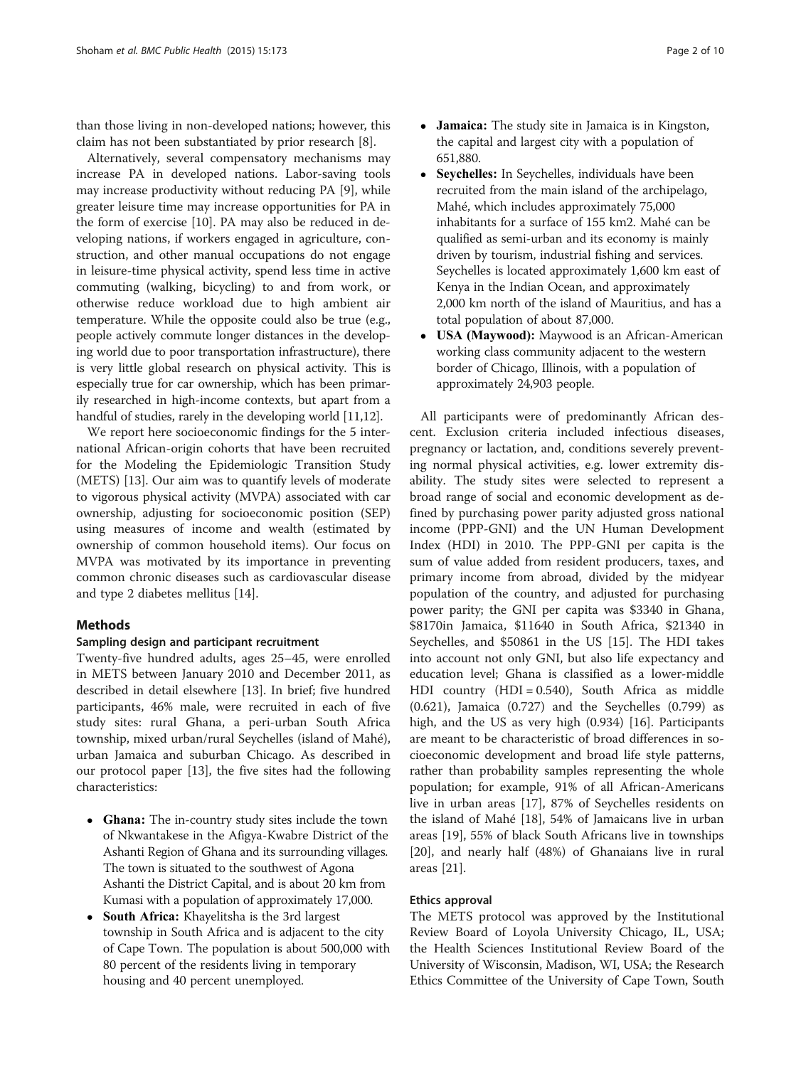than those living in non-developed nations; however, this claim has not been substantiated by prior research [8].

Alternatively, several compensatory mechanisms may increase PA in developed nations. Labor-saving tools may increase productivity without reducing PA [9], while greater leisure time may increase opportunities for PA in the form of exercise [10]. PA may also be reduced in developing nations, if workers engaged in agriculture, construction, and other manual occupations do not engage in leisure-time physical activity, spend less time in active commuting (walking, bicycling) to and from work, or otherwise reduce workload due to high ambient air temperature. While the opposite could also be true (e.g., people actively commute longer distances in the developing world due to poor transportation infrastructure), there is very little global research on physical activity. This is especially true for car ownership, which has been primarily researched in high-income contexts, but apart from a handful of studies, rarely in the developing world [11,12].

We report here socioeconomic findings for the 5 international African-origin cohorts that have been recruited for the Modeling the Epidemiologic Transition Study (METS) [13]. Our aim was to quantify levels of moderate to vigorous physical activity (MVPA) associated with car ownership, adjusting for socioeconomic position (SEP) using measures of income and wealth (estimated by ownership of common household items). Our focus on MVPA was motivated by its importance in preventing common chronic diseases such as cardiovascular disease and type 2 diabetes mellitus [14].

## Methods

### Sampling design and participant recruitment

Twenty-five hundred adults, ages 25–45, were enrolled in METS between January 2010 and December 2011, as described in detail elsewhere [13]. In brief; five hundred participants, 46% male, were recruited in each of five study sites: rural Ghana, a peri-urban South Africa township, mixed urban/rural Seychelles (island of Mahé), urban Jamaica and suburban Chicago. As described in our protocol paper [13], the five sites had the following characteristics:

- **Ghana:** The in-country study sites include the town of Nkwantakese in the Afigya-Kwabre District of the Ashanti Region of Ghana and its surrounding villages. The town is situated to the southwest of Agona Ashanti the District Capital, and is about 20 km from Kumasi with a population of approximately 17,000.
- **South Africa:** Khayelitsha is the 3rd largest township in South Africa and is adjacent to the city of Cape Town. The population is about 500,000 with 80 percent of the residents living in temporary housing and 40 percent unemployed.
- **Jamaica:** The study site in Jamaica is in Kingston, the capital and largest city with a population of 651,880.
- **Seychelles:** In Seychelles, individuals have been recruited from the main island of the archipelago, Mahé, which includes approximately 75,000 inhabitants for a surface of 155 km2. Mahé can be qualified as semi-urban and its economy is mainly driven by tourism, industrial fishing and services. Seychelles is located approximately 1,600 km east of Kenya in the Indian Ocean, and approximately 2,000 km north of the island of Mauritius, and has a total population of about 87,000.
- **USA (Maywood):** Maywood is an African-American working class community adjacent to the western border of Chicago, Illinois, with a population of approximately 24,903 people.

All participants were of predominantly African descent. Exclusion criteria included infectious diseases, pregnancy or lactation, and, conditions severely preventing normal physical activities, e.g. lower extremity disability. The study sites were selected to represent a broad range of social and economic development as defined by purchasing power parity adjusted gross national income (PPP-GNI) and the UN Human Development Index (HDI) in 2010. The PPP-GNI per capita is the sum of value added from resident producers, taxes, and primary income from abroad, divided by the midyear population of the country, and adjusted for purchasing power parity; the GNI per capita was $3340 in Ghana, $8170in Jamaica, $11640 in South Africa, $21340 in Seychelles, and $50861 in the US [15]. The HDI takes into account not only GNI, but also life expectancy and education level; Ghana is classified as a lower-middle HDI country (HDI = 0.540), South Africa as middle (0.621), Jamaica (0.727) and the Seychelles (0.799) as high, and the US as very high (0.934) [16]. Participants are meant to be characteristic of broad differences in socioeconomic development and broad life style patterns, rather than probability samples representing the whole population; for example, 91% of all African-Americans live in urban areas [17], 87% of Seychelles residents on the island of Mahé [18], 54% of Jamaicans live in urban areas [19], 55% of black South Africans live in townships [20], and nearly half (48%) of Ghanaians live in rural areas [21].

### Ethics approval

The METS protocol was approved by the Institutional Review Board of Loyola University Chicago, IL, USA; the Health Sciences Institutional Review Board of the University of Wisconsin, Madison, WI, USA; the Research Ethics Committee of the University of Cape Town, South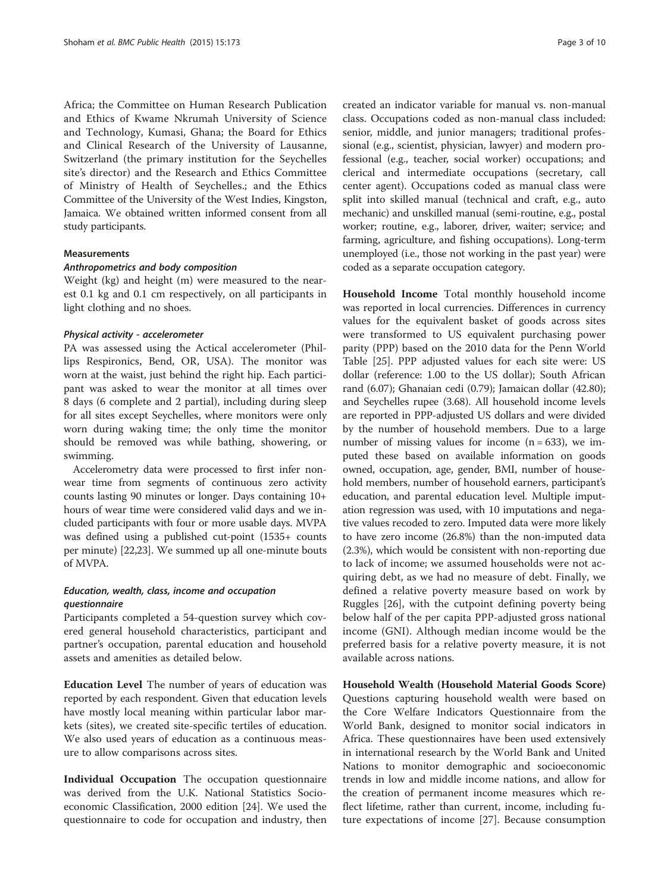Africa; the Committee on Human Research Publication and Ethics of Kwame Nkrumah University of Science and Technology, Kumasi, Ghana; the Board for Ethics and Clinical Research of the University of Lausanne, Switzerland (the primary institution for the Seychelles site's director) and the Research and Ethics Committee of Ministry of Health of Seychelles.; and the Ethics Committee of the University of the West Indies, Kingston, Jamaica. We obtained written informed consent from all study participants.

### Measurements

#### *Anthropometrics and body composition*

Weight (kg) and height (m) were measured to the nearest 0.1 kg and 0.1 cm respectively, on all participants in light clothing and no shoes.

#### *Physical activity - accelerometer*

PA was assessed using the Actical accelerometer (Phillips Respironics, Bend, OR, USA). The monitor was worn at the waist, just behind the right hip. Each participant was asked to wear the monitor at all times over 8 days (6 complete and 2 partial), including during sleep for all sites except Seychelles, where monitors were only worn during waking time; the only time the monitor should be removed was while bathing, showering, or swimming.

Accelerometry data were processed to first infer nonwear time from segments of continuous zero activity counts lasting 90 minutes or longer. Days containing 10+ hours of wear time were considered valid days and we included participants with four or more usable days. MVPA was defined using a published cut-point (1535+ counts per minute) [22,23]. We summed up all one-minute bouts of MVPA.

#### *Education, wealth, class, income and occupation questionnaire*

Participants completed a 54-question survey which covered general household characteristics, participant and partner's occupation, parental education and household assets and amenities as detailed below.

**Education Level** The number of years of education was reported by each respondent. Given that education levels have mostly local meaning within particular labor markets (sites), we created site-specific tertiles of education. We also used years of education as a continuous measure to allow comparisons across sites.

**Individual Occupation** The occupation questionnaire was derived from the U.K. National Statistics Socioeconomic Classification, 2000 edition [24]. We used the questionnaire to code for occupation and industry, then created an indicator variable for manual vs. non-manual class. Occupations coded as non-manual class included: senior, middle, and junior managers; traditional professional (e.g., scientist, physician, lawyer) and modern professional (e.g., teacher, social worker) occupations; and clerical and intermediate occupations (secretary, call center agent). Occupations coded as manual class were split into skilled manual (technical and craft, e.g., auto mechanic) and unskilled manual (semi-routine, e.g., postal worker; routine, e.g., laborer, driver, waiter; service; and farming, agriculture, and fishing occupations). Long-term unemployed (i.e., those not working in the past year) were coded as a separate occupation category.

**Household Income** Total monthly household income was reported in local currencies. Differences in currency values for the equivalent basket of goods across sites were transformed to US equivalent purchasing power parity (PPP) based on the 2010 data for the Penn World Table [25]. PPP adjusted values for each site were: US dollar (reference: 1.00 to the US dollar); South African rand (6.07); Ghanaian cedi (0.79); Jamaican dollar (42.80); and Seychelles rupee (3.68). All household income levels are reported in PPP-adjusted US dollars and were divided by the number of household members. Due to a large number of missing values for income ($n = 633$), we imputed these based on available information on goods owned, occupation, age, gender, BMI, number of household members, number of household earners, participant's education, and parental education level. Multiple imputation regression was used, with 10 imputations and negative values recoded to zero. Imputed data were more likely to have zero income (26.8%) than the non-imputed data (2.3%), which would be consistent with non-reporting due to lack of income; we assumed households were not acquiring debt, as we had no measure of debt. Finally, we defined a relative poverty measure based on work by Ruggles [26], with the cutpoint defining poverty being below half of the per capita PPP-adjusted gross national income (GNI). Although median income would be the preferred basis for a relative poverty measure, it is not available across nations.

**Household Wealth (Household Material Goods Score)** Questions capturing household wealth were based on the Core Welfare Indicators Questionnaire from the World Bank, designed to monitor social indicators in Africa. These questionnaires have been used extensively in international research by the World Bank and United Nations to monitor demographic and socioeconomic trends in low and middle income nations, and allow for the creation of permanent income measures which reflect lifetime, rather than current, income, including future expectations of income [27]. Because consumption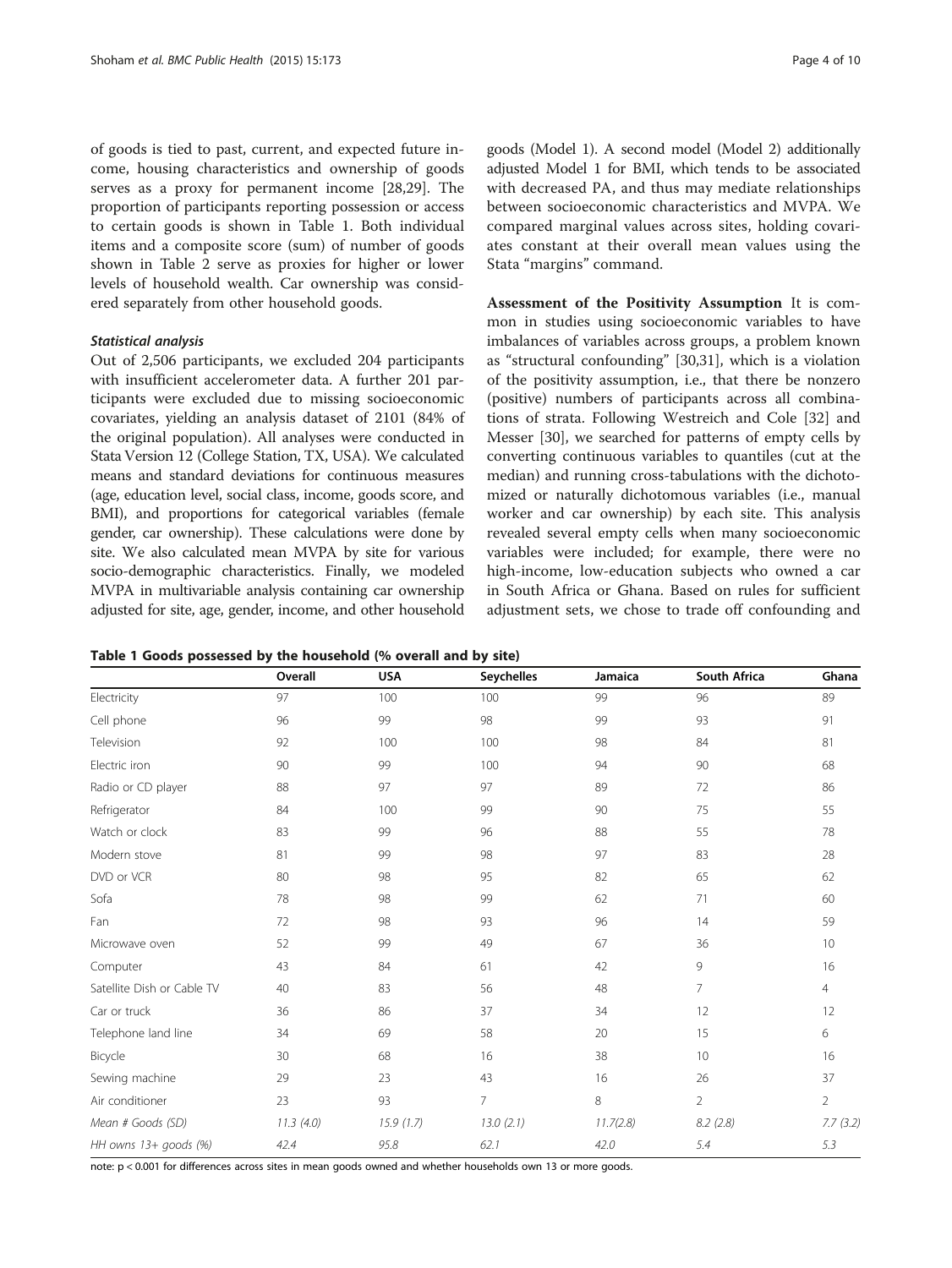of goods is tied to past, current, and expected future income, housing characteristics and ownership of goods serves as a proxy for permanent income [28,29]. The proportion of participants reporting possession or access to certain goods is shown in Table 1. Both individual items and a composite score (sum) of number of goods shown in Table 2 serve as proxies for higher or lower levels of household wealth. Car ownership was considered separately from other household goods.

### *Statistical analysis*

Out of 2,506 participants, we excluded 204 participants with insufficient accelerometer data. A further 201 participants were excluded due to missing socioeconomic covariates, yielding an analysis dataset of 2101 (84% of the original population). All analyses were conducted in Stata Version 12 (College Station, TX, USA). We calculated means and standard deviations for continuous measures (age, education level, social class, income, goods score, and BMI), and proportions for categorical variables (female gender, car ownership). These calculations were done by site. We also calculated mean MVPA by site for various socio-demographic characteristics. Finally, we modeled MVPA in multivariable analysis containing car ownership adjusted for site, age, gender, income, and other household goods (Model 1). A second model (Model 2) additionally adjusted Model 1 for BMI, which tends to be associated with decreased PA, and thus may mediate relationships between socioeconomic characteristics and MVPA. We compared marginal values across sites, holding covariates constant at their overall mean values using the Stata "margins" command.

**Assessment of the Positivity Assumption** It is common in studies using socioeconomic variables to have imbalances of variables across groups, a problem known as "structural confounding" [30,31], which is a violation of the positivity assumption, i.e., that there be nonzero (positive) numbers of participants across all combinations of strata. Following Westreich and Cole [32] and Messer [30], we searched for patterns of empty cells by converting continuous variables to quantiles (cut at the median) and running cross-tabulations with the dichotomized or naturally dichotomous variables (i.e., manual worker and car ownership) by each site. This analysis revealed several empty cells when many socioeconomic variables were included; for example, there were no high-income, low-education subjects who owned a car in South Africa or Ghana. Based on rules for sufficient adjustment sets, we chose to trade off confounding and

**Table 1 Goods possessed by the household (% overall and by site)**

| | Overall | USA | Seychelles | Jamaica | South Africa | Ghana |
|---|---|---|---|---|---|---|
| Electricity | 97 | 100 | 100 | 99 | 96 | 89 |
| Cell phone | 96 | 99 | 98 | 99 | 93 | 91 |
| Television | 92 | 100 | 100 | 98 | 84 | 81 |
| Electric iron | 90 | 99 | 100 | 94 | 90 | 68 |
| Radio or CD player | 88 | 97 | 97 | 89 | 72 | 86 |
| Refrigerator | 84 | 100 | 99 | 90 | 75 | 55 |
| Watch or clock | 83 | 99 | 96 | 88 | 55 | 78 |
| Modern stove | 81 | 99 | 98 | 97 | 83 | 28 |
| DVD or VCR | 80 | 98 | 95 | 82 | 65 | 62 |
| Sofa | 78 | 98 | 99 | 62 | 71 | 60 |
| Fan | 72 | 98 | 93 | 96 | 14 | 59 |
| Microwave oven | 52 | 99 | 49 | 67 | 36 | 10 |
| Computer | 43 | 84 | 61 | 42 | 9 | 16 |
| Satellite Dish or Cable TV | 40 | 83 | 56 | 48 | 7 | 4 |
| Car or truck | 36 | 86 | 37 | 34 | 12 | 12 |
| Telephone land line | 34 | 69 | 58 | 20 | 15 | 6 |
| Bicycle | 30 | 68 | 16 | 38 | 10 | 16 |
| Sewing machine | 29 | 23 | 43 | 16 | 26 | 37 |
| Air conditioner | 23 | 93 | 7 | 8 | 2 | 2 |
| *Mean # Goods (SD)* | *11.3 (4.0)* | *15.9 (1.7)* | *13.0 (2.1)* | *11.7(2.8)* | *8.2 (2.8)* | *7.7 (3.2)* |
| *HH owns 13+ goods (%)* | *42.4* | *95.8* | *62.1* | *42.0* | *5.4* | *5.3* |

note: $p < 0.001$ for differences across sites in mean goods owned and whether households own 13 or more goods.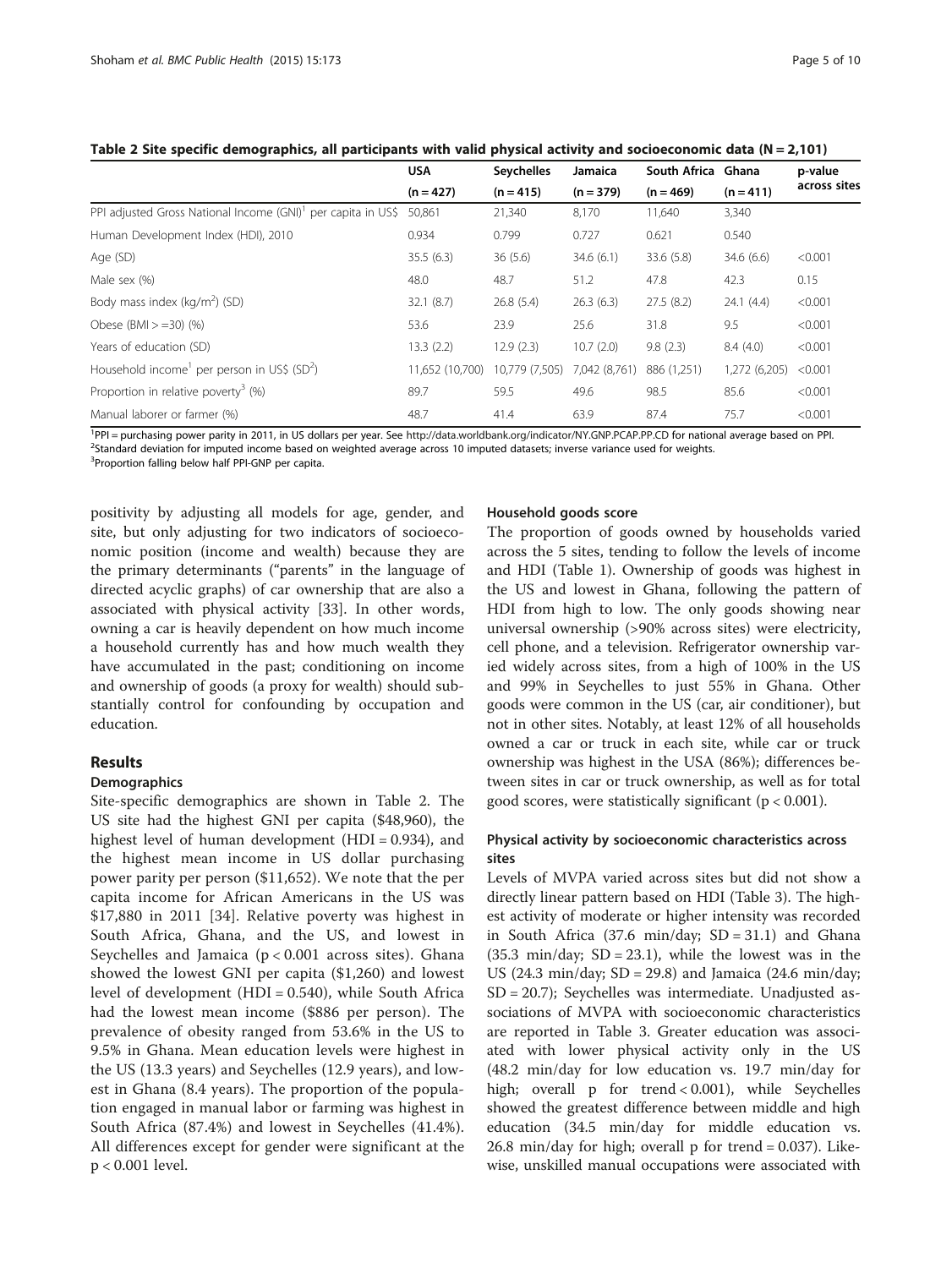**Table 2 Site specific demographics, all participants with valid physical activity and socioeconomic data (N = 2,101)**

| | USA | Seychelles | Jamaica | South Africa | Ghana | p-value |
|---|---|---|---|---|---|---|
| | (n = 427) | (n = 415) | (n = 379) | (n = 469) | (n = 411) | across sites |
| PPI adjusted Gross National Income (GNI)[1] per capita in US$ | 50,861 | 21,340 | 8,170 | 11,640 | 3,340 | |
| Human Development Index (HDI), 2010 | 0.934 | 0.799 | 0.727 | 0.621 | 0.540 | |
| Age (SD) | 35.5 (6.3) | 36 (5.6) | 34.6 (6.1) | 33.6 (5.8) | 34.6 (6.6) | <0.001 |
| Male sex (%) | 48.0 | 48.7 | 51.2 | 47.8 | 42.3 | 0.15 |
| Body mass index ($kg/m^2$) (SD) | 32.1 (8.7) | 26.8 (5.4) | 26.3 (6.3) | 27.5 (8.2) | 24.1 (4.4) | <0.001 |
| Obese (BMI > =30) (%) | 53.6 | 23.9 | 25.6 | 31.8 | 9.5 | <0.001 |
| Years of education (SD) | 13.3 (2.2) | 12.9 (2.3) | 10.7 (2.0) | 9.8 (2.3) | 8.4 (4.0) | <0.001 |
| Household income[1] per person in US$ (SD[2]) | 11,652 (10,700) | 10,779 (7,505) | 7,042 (8,761) | 886 (1,251) | 1,272 (6,205) | <0.001 |
| Proportion in relative poverty[3] (%) | 89.7 | 59.5 | 49.6 | 98.5 | 85.6 | <0.001 |
| Manual laborer or farmer (%) | 48.7 | 41.4 | 63.9 | 87.4 | 75.7 | <0.001 |

[1]PPI = purchasing power parity in 2011, in US dollars per year. See http://data.worldbank.org/indicator/NY.GNP.PCAP.PP.CD for national average based on PPI.
[2]Standard deviation for imputed income based on weighted average across 10 imputed datasets; inverse variance used for weights.
[3]Proportion falling below half PPI-GNP per capita.

positivity by adjusting all models for age, gender, and site, but only adjusting for two indicators of socioeconomic position (income and wealth) because they are the primary determinants ("parents" in the language of directed acyclic graphs) of car ownership that are also a associated with physical activity [33]. In other words, owning a car is heavily dependent on how much income a household currently has and how much wealth they have accumulated in the past; conditioning on income and ownership of goods (a proxy for wealth) should substantially control for confounding by occupation and education.

## Results

### Demographics

Site-specific demographics are shown in Table 2. The US site had the highest GNI per capita ($48,960), the highest level of human development (HDI = 0.934), and the highest mean income in US dollar purchasing power parity per person ($11,652). We note that the per capita income for African Americans in the US was $17,880 in 2011 [34]. Relative poverty was highest in South Africa, Ghana, and the US, and lowest in Seychelles and Jamaica ($p < 0.001$ across sites). Ghana showed the lowest GNI per capita ($1,260) and lowest level of development (HDI = 0.540), while South Africa had the lowest mean income ($886 per person). The prevalence of obesity ranged from 53.6% in the US to 9.5% in Ghana. Mean education levels were highest in the US (13.3 years) and Seychelles (12.9 years), and lowest in Ghana (8.4 years). The proportion of the population engaged in manual labor or farming was highest in South Africa (87.4%) and lowest in Seychelles (41.4%). All differences except for gender were significant at the $p < 0.001$ level.

### Household goods score

The proportion of goods owned by households varied across the 5 sites, tending to follow the levels of income and HDI (Table 1). Ownership of goods was highest in the US and lowest in Ghana, following the pattern of HDI from high to low. The only goods showing near universal ownership (>90% across sites) were electricity, cell phone, and a television. Refrigerator ownership varied widely across sites, from a high of 100% in the US and 99% in Seychelles to just 55% in Ghana. Other goods were common in the US (car, air conditioner), but not in other sites. Notably, at least 12% of all households owned a car or truck in each site, while car or truck ownership was highest in the USA (86%); differences between sites in car or truck ownership, as well as for total good scores, were statistically significant ($p < 0.001$).

### Physical activity by socioeconomic characteristics across sites

Levels of MVPA varied across sites but did not show a directly linear pattern based on HDI (Table 3). The highest activity of moderate or higher intensity was recorded in South Africa (37.6 min/day; SD = 31.1) and Ghana (35.3 min/day; SD = 23.1), while the lowest was in the US (24.3 min/day; SD = 29.8) and Jamaica (24.6 min/day; SD = 20.7); Seychelles was intermediate. Unadjusted associations of MVPA with socioeconomic characteristics are reported in Table 3. Greater education was associated with lower physical activity only in the US (48.2 min/day for low education vs. 19.7 min/day for high; overall p for trend < 0.001), while Seychelles showed the greatest difference between middle and high education (34.5 min/day for middle education vs. 26.8 min/day for high; overall p for trend = 0.037). Likewise, unskilled manual occupations were associated with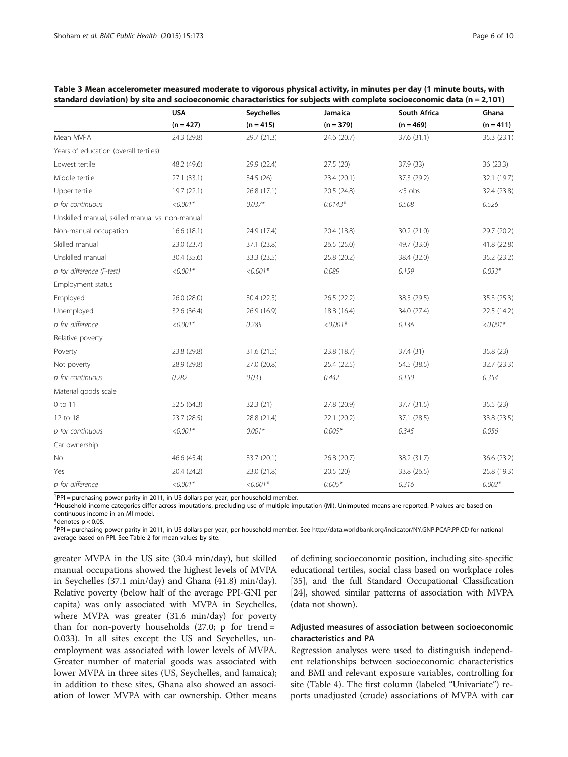**Table 3 Mean accelerometer measured moderate to vigorous physical activity, in minutes per day (1 minute bouts, with standard deviation) by site and socioeconomic characteristics for subjects with complete socioeconomic data (n = 2,101)**

| | USA | Seychelles | Jamaica | South Africa | Ghana |
|---|---|---|---|---|---|
| | (n = 427) | (n = 415) | (n = 379) | (n = 469) | (n = 411) |
| Mean MVPA | 24.3 (29.8) | 29.7 (21.3) | 24.6 (20.7) | 37.6 (31.1) | 35.3 (23.1) |
| Years of education (overall tertiles) | | | | | |
| Lowest tertile | 48.2 (49.6) | 29.9 (22.4) | 27.5 (20) | 37.9 (33) | 36 (23.3) |
| Middle tertile | 27.1 (33.1) | 34.5 (26) | 23.4 (20.1) | 37.3 (29.2) | 32.1 (19.7) |
| Upper tertile | 19.7 (22.1) | 26.8 (17.1) | 20.5 (24.8) | <5 obs | 32.4 (23.8) |
| *p for continuous* | *<0.001** | *0.037** | *0.0143** | *0.508* | *0.526* |
| Unskilled manual, skilled manual vs. non-manual | | | | | |
| Non-manual occupation | 16.6 (18.1) | 24.9 (17.4) | 20.4 (18.8) | 30.2 (21.0) | 29.7 (20.2) |
| Skilled manual | 23.0 (23.7) | 37.1 (23.8) | 26.5 (25.0) | 49.7 (33.0) | 41.8 (22.8) |
| Unskilled manual | 30.4 (35.6) | 33.3 (23.5) | 25.8 (20.2) | 38.4 (32.0) | 35.2 (23.2) |
| *p for difference (F-test)* | *<0.001** | *<0.001** | *0.089* | *0.159* | *0.033** |
| Employment status | | | | | |
| Employed | 26.0 (28.0) | 30.4 (22.5) | 26.5 (22.2) | 38.5 (29.5) | 35.3 (25.3) |
| Unemployed | 32.6 (36.4) | 26.9 (16.9) | 18.8 (16.4) | 34.0 (27.4) | 22.5 (14.2) |
| *p for difference* | *<0.001** | *0.285* | *<0.001** | *0.136* | *<0.001** |
| Relative poverty | | | | | |
| Poverty | 23.8 (29.8) | 31.6 (21.5) | 23.8 (18.7) | 37.4 (31) | 35.8 (23) |
| Not poverty | 28.9 (29.8) | 27.0 (20.8) | 25.4 (22.5) | 54.5 (38.5) | 32.7 (23.3) |
| *p for continuous* | *0.282* | *0.033* | *0.442* | *0.150* | *0.354* |
| Material goods scale | | | | | |
| 0 to 11 | 52.5 (64.3) | 32.3 (21) | 27.8 (20.9) | 37.7 (31.5) | 35.5 (23) |
| 12 to 18 | 23.7 (28.5) | 28.8 (21.4) | 22.1 (20.2) | 37.1 (28.5) | 33.8 (23.5) |
| *p for continuous* | *<0.001** | *0.001** | *0.005** | *0.345* | *0.056* |
| Car ownership | | | | | |
| No | 46.6 (45.4) | 33.7 (20.1) | 26.8 (20.7) | 38.2 (31.7) | 36.6 (23.2) |
| Yes | 20.4 (24.2) | 23.0 (21.8) | 20.5 (20) | 33.8 (26.5) | 25.8 (19.3) |
| *p for difference* | *<0.001** | *<0.001** | *0.005** | *0.316* | *0.002** |

[1]PPI = purchasing power parity in 2011, in US dollars per year, per household member.
[2]Household income categories differ across imputations, precluding use of multiple imputation (MI). Unimputed means are reported. P-values are based on continuous income in an MI model.
*denotes $p < 0.05$.
[3]PPI = purchasing power parity in 2011, in US dollars per year, per household member. See http://data.worldbank.org/indicator/NY.GNP.PCAP.PP.CD for national average based on PPI. See Table 2 for mean values by site.

greater MVPA in the US site (30.4 min/day), but skilled manual occupations showed the highest levels of MVPA in Seychelles (37.1 min/day) and Ghana (41.8) min/day). Relative poverty (below half of the average PPI-GNI per capita) was only associated with MVPA in Seychelles, where MVPA was greater (31.6 min/day) for poverty than for non-poverty households (27.0; p for trend = 0.033). In all sites except the US and Seychelles, unemployment was associated with lower levels of MVPA. Greater number of material goods was associated with lower MVPA in three sites (US, Seychelles, and Jamaica); in addition to these sites, Ghana also showed an association of lower MVPA with car ownership. Other means of defining socioeconomic position, including site-specific educational tertiles, social class based on workplace roles [35], and the full Standard Occupational Classification [24], showed similar patterns of association with MVPA (data not shown).

### Adjusted measures of association between socioeconomic characteristics and PA

Regression analyses were used to distinguish independent relationships between socioeconomic characteristics and BMI and relevant exposure variables, controlling for site (Table 4). The first column (labeled "Univariate") reports unadjusted (crude) associations of MVPA with car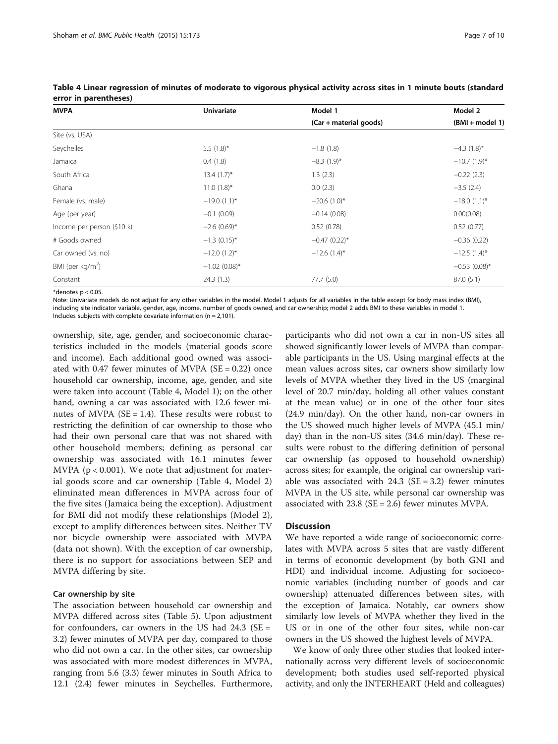**Table 4 Linear regression of minutes of moderate to vigorous physical activity across sites in 1 minute bouts (standard error in parentheses)**

| MVPA | Univariate | Model 1 | Model 2 |
|---|---|---|---|
| | | (Car + material goods) | (BMI + model 1) |
| Site (vs. USA) | | | |
| Seychelles | 5.5 (1.8)* | −1.8 (1.8) | −4.3 (1.8)* |
| Jamaica | 0.4 (1.8) | −8.3 (1.9)* | −10.7 (1.9)* |
| South Africa | 13.4 (1.7)* | 1.3 (2.3) | −0.22 (2.3) |
| Ghana | 11.0 (1.8)* | 0.0 (2.3) | −3.5 (2.4) |
| Female (vs. male) | −19.0 (1.1)* | −20.6 (1.0)* | −18.0 (1.1)* |
| Age (per year) | −0.1 (0.09) | −0.14 (0.08) | 0.00(0.08) |
| Income per person ($10 k) | −2.6 (0.69)* | 0.52 (0.78) | 0.52 (0.77) |
| # Goods owned | −1.3 (0.15)* | −0.47 (0.22)* | −0.36 (0.22) |
| Car owned (vs. no) | −12.0 (1.2)* | −12.6 (1.4)* | −12.5 (1.4)* |
| BMI (per kg/m$^2$) | −1.02 (0.08)* | | −0.53 (0.08)* |
| Constant | 24.3 (1.3) | 77.7 (5.0) | 87.0 (5.1) |

*denotes $p < 0.05$.

Note: Univariate models do not adjust for any other variables in the model. Model 1 adjusts for all variables in the table except for body mass index (BMI), including site indicator variable, gender, age, income, number of goods owned, and car ownership; model 2 adds BMI to these variables in model 1. Includes subjects with complete covariate information (n = 2,101).

ownership, site, age, gender, and socioeconomic characteristics included in the models (material goods score and income). Each additional good owned was associated with 0.47 fewer minutes of MVPA (SE = 0.22) once household car ownership, income, age, gender, and site were taken into account (Table 4, Model 1); on the other hand, owning a car was associated with 12.6 fewer minutes of MVPA (SE = 1.4). These results were robust to restricting the definition of car ownership to those who had their own personal care that was not shared with other household members; defining as personal car ownership was associated with 16.1 minutes fewer MVPA ($p < 0.001$). We note that adjustment for material goods score and car ownership (Table 4, Model 2) eliminated mean differences in MVPA across four of the five sites (Jamaica being the exception). Adjustment for BMI did not modify these relationships (Model 2), except to amplify differences between sites. Neither TV nor bicycle ownership were associated with MVPA (data not shown). With the exception of car ownership, there is no support for associations between SEP and MVPA differing by site.

### Car ownership by site

The association between household car ownership and MVPA differed across sites (Table 5). Upon adjustment for confounders, car owners in the US had 24.3 (SE = 3.2) fewer minutes of MVPA per day, compared to those who did not own a car. In the other sites, car ownership was associated with more modest differences in MVPA, ranging from 5.6 (3.3) fewer minutes in South Africa to 12.1 (2.4) fewer minutes in Seychelles. Furthermore, participants who did not own a car in non-US sites all showed significantly lower levels of MVPA than comparable participants in the US. Using marginal effects at the mean values across sites, car owners show similarly low levels of MVPA whether they lived in the US (marginal level of 20.7 min/day, holding all other values constant at the mean value) or in one of the other four sites (24.9 min/day). On the other hand, non-car owners in the US showed much higher levels of MVPA (45.1 min/day) than in the non-US sites (34.6 min/day). These results were robust to the differing definition of personal car ownership (as opposed to household ownership) across sites; for example, the original car ownership variable was associated with 24.3 (SE = 3.2) fewer minutes MVPA in the US site, while personal car ownership was associated with 23.8 (SE = 2.6) fewer minutes MVPA.

## Discussion

We have reported a wide range of socioeconomic correlates with MVPA across 5 sites that are vastly different in terms of economic development (by both GNI and HDI) and individual income. Adjusting for socioeconomic variables (including number of goods and car ownership) attenuated differences between sites, with the exception of Jamaica. Notably, car owners show similarly low levels of MVPA whether they lived in the US or in one of the other four sites, while non-car owners in the US showed the highest levels of MVPA.

We know of only three other studies that looked internationally across very different levels of socioeconomic development; both studies used self-reported physical activity, and only the INTERHEART (Held and colleagues)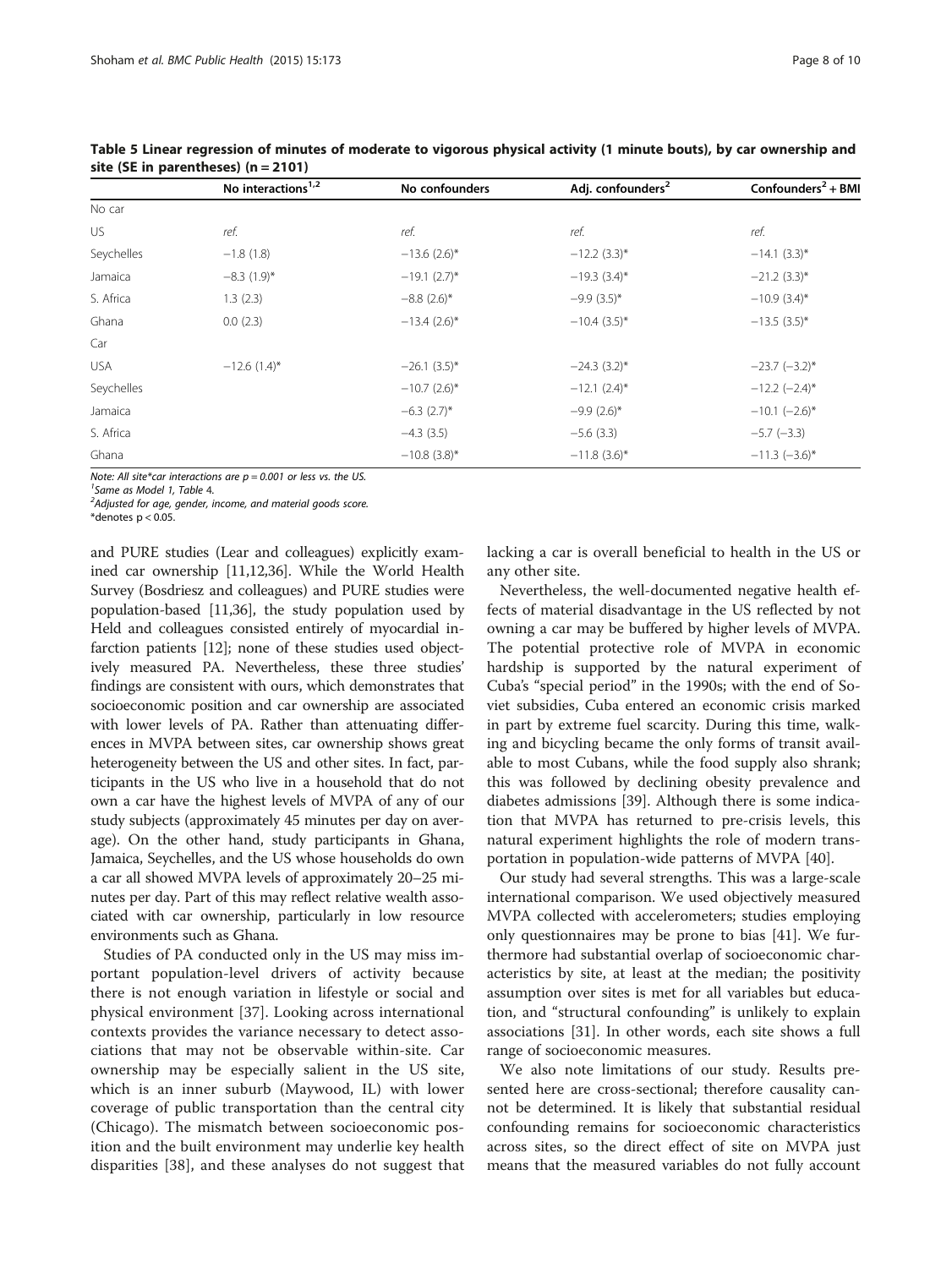**Table 5 Linear regression of minutes of moderate to vigorous physical activity (1 minute bouts), by car ownership and site (SE in parentheses) (n = 2101)**

| | No interactions[1,2] | No confounders | Adj. confounders[2] | Confounders[2] + BMI |
|---|---|---|---|---|
| No car | | | | |
| US | *ref.* | *ref.* | *ref.* | *ref.* |
| Seychelles | −1.8 (1.8) | −13.6 (2.6)* | −12.2 (3.3)* | −14.1 (3.3)* |
| Jamaica | −8.3 (1.9)* | −19.1 (2.7)* | −19.3 (3.4)* | −21.2 (3.3)* |
| S. Africa | 1.3 (2.3) | −8.8 (2.6)* | −9.9 (3.5)* | −10.9 (3.4)* |
| Ghana | 0.0 (2.3) | −13.4 (2.6)* | −10.4 (3.5)* | −13.5 (3.5)* |
| Car | | | | |
| USA | −12.6 (1.4)* | −26.1 (3.5)* | −24.3 (3.2)* | −23.7 (−3.2)* |
| Seychelles | | −10.7 (2.6)* | −12.1 (2.4)* | −12.2 (−2.4)* |
| Jamaica | | −6.3 (2.7)* | −9.9 (2.6)* | −10.1 (−2.6)* |
| S. Africa | | −4.3 (3.5) | −5.6 (3.3) | −5.7 (−3.3) |
| Ghana | | −10.8 (3.8)* | −11.8 (3.6)* | −11.3 (−3.6)* |

*Note: All site*car interactions are p = 0.001 or less vs. the US.*
[1]*Same as Model 1, Table 4.*
[2]*Adjusted for age, gender, income, and material goods score.*
*denotes $p < 0.05$.

and PURE studies (Lear and colleagues) explicitly examined car ownership [11,12,36]. While the World Health Survey (Bosdriesz and colleagues) and PURE studies were population-based [11,36], the study population used by Held and colleagues consisted entirely of myocardial infarction patients [12]; none of these studies used objectively measured PA. Nevertheless, these three studies' findings are consistent with ours, which demonstrates that socioeconomic position and car ownership are associated with lower levels of PA. Rather than attenuating differences in MVPA between sites, car ownership shows great heterogeneity between the US and other sites. In fact, participants in the US who live in a household that do not own a car have the highest levels of MVPA of any of our study subjects (approximately 45 minutes per day on average). On the other hand, study participants in Ghana, Jamaica, Seychelles, and the US whose households do own a car all showed MVPA levels of approximately 20–25 minutes per day. Part of this may reflect relative wealth associated with car ownership, particularly in low resource environments such as Ghana.

Studies of PA conducted only in the US may miss important population-level drivers of activity because there is not enough variation in lifestyle or social and physical environment [37]. Looking across international contexts provides the variance necessary to detect associations that may not be observable within-site. Car ownership may be especially salient in the US site, which is an inner suburb (Maywood, IL) with lower coverage of public transportation than the central city (Chicago). The mismatch between socioeconomic position and the built environment may underlie key health disparities [38], and these analyses do not suggest that lacking a car is overall beneficial to health in the US or any other site.

Nevertheless, the well-documented negative health effects of material disadvantage in the US reflected by not owning a car may be buffered by higher levels of MVPA. The potential protective role of MVPA in economic hardship is supported by the natural experiment of Cuba's "special period" in the 1990s; with the end of Soviet subsidies, Cuba entered an economic crisis marked in part by extreme fuel scarcity. During this time, walking and bicycling became the only forms of transit available to most Cubans, while the food supply also shrank; this was followed by declining obesity prevalence and diabetes admissions [39]. Although there is some indication that MVPA has returned to pre-crisis levels, this natural experiment highlights the role of modern transportation in population-wide patterns of MVPA [40].

Our study had several strengths. This was a large-scale international comparison. We used objectively measured MVPA collected with accelerometers; studies employing only questionnaires may be prone to bias [41]. We furthermore had substantial overlap of socioeconomic characteristics by site, at least at the median; the positivity assumption over sites is met for all variables but education, and "structural confounding" is unlikely to explain associations [31]. In other words, each site shows a full range of socioeconomic measures.

We also note limitations of our study. Results presented here are cross-sectional; therefore causality cannot be determined. It is likely that substantial residual confounding remains for socioeconomic characteristics across sites, so the direct effect of site on MVPA just means that the measured variables do not fully account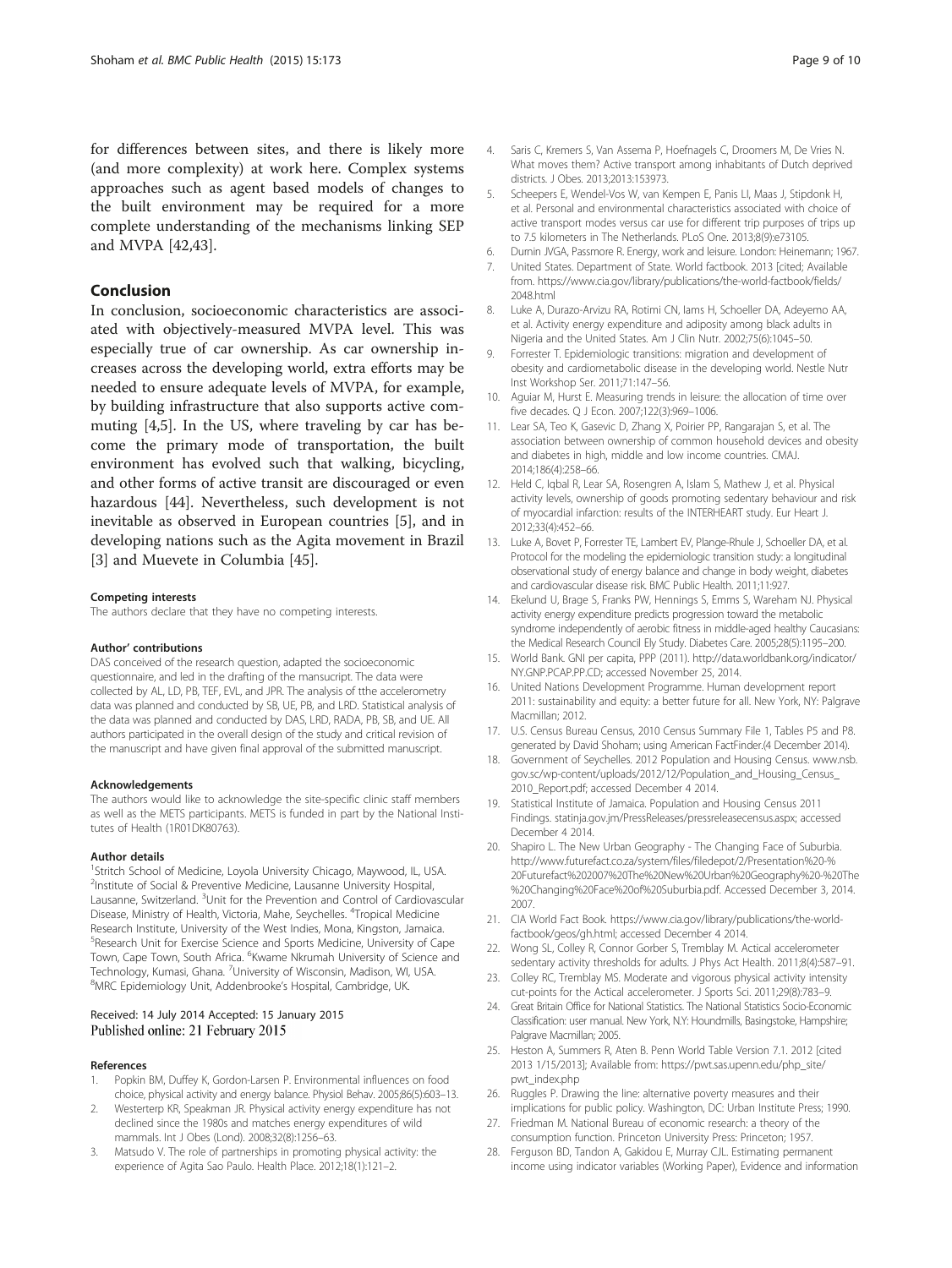for differences between sites, and there is likely more (and more complexity) at work here. Complex systems approaches such as agent based models of changes to the built environment may be required for a more complete understanding of the mechanisms linking SEP and MVPA [42,43].

## Conclusion

In conclusion, socioeconomic characteristics are associated with objectively-measured MVPA level. This was especially true of car ownership. As car ownership increases across the developing world, extra efforts may be needed to ensure adequate levels of MVPA, for example, by building infrastructure that also supports active commuting [4,5]. In the US, where traveling by car has become the primary mode of transportation, the built environment has evolved such that walking, bicycling, and other forms of active transit are discouraged or even hazardous [44]. Nevertheless, such development is not inevitable as observed in European countries [5], and in developing nations such as the Agita movement in Brazil [3] and Muevete in Columbia [45].

#### Competing interests

The authors declare that they have no competing interests.

#### Author' contributions

DAS conceived of the research question, adapted the socioeconomic questionnaire, and led in the drafting of the mansucript. The data were collected by AL, LD, PB, TEF, EVL, and JPR. The analysis of tthe accelerometry data was planned and conducted by SB, UE, PB, and LRD. Statistical analysis of the data was planned and conducted by DAS, LRD, RADA, PB, SB, and UE. All authors participated in the overall design of the study and critical revision of the manuscript and have given final approval of the submitted manuscript.

#### Acknowledgements

The authors would like to acknowledge the site-specific clinic staff members as well as the METS participants. METS is funded in part by the National Institutes of Health (1R01DK80763).

#### Author details

[1]Stritch School of Medicine, Loyola University Chicago, Maywood, IL, USA. [2]Institute of Social & Preventive Medicine, Lausanne University Hospital, Lausanne, Switzerland. [3]Unit for the Prevention and Control of Cardiovascular Disease, Ministry of Health, Victoria, Mahe, Seychelles. [4]Tropical Medicine Research Institute, University of the West Indies, Mona, Kingston, Jamaica. [5]Research Unit for Exercise Science and Sports Medicine, University of Cape Town, Cape Town, South Africa. [6]Kwame Nkrumah University of Science and Technology, Kumasi, Ghana. [7]University of Wisconsin, Madison, WI, USA. [8]MRC Epidemiology Unit, Addenbrooke's Hospital, Cambridge, UK.

Received: 14 July 2014 Accepted: 15 January 2015
Published online: 21 February 2015

#### References

1. Popkin BM, Duffey K, Gordon-Larsen P. Environmental influences on food choice, physical activity and energy balance. Physiol Behav. 2005;86(5):603–13.
2. Westerterp KR, Speakman JR. Physical activity energy expenditure has not declined since the 1980s and matches energy expenditures of wild mammals. Int J Obes (Lond). 2008;32(8):1256–63.
3. Matsudo V. The role of partnerships in promoting physical activity: the experience of Agita Sao Paulo. Health Place. 2012;18(1):121–2.
4. Saris C, Kremers S, Van Assema P, Hoefnagels C, Droomers M, De Vries N. What moves them? Active transport among inhabitants of Dutch deprived districts. J Obes. 2013;2013:153973.
5. Scheepers E, Wendel-Vos W, van Kempen E, Panis LI, Maas J, Stipdonk H, et al. Personal and environmental characteristics associated with choice of active transport modes versus car use for different trip purposes of trips up to 7.5 kilometers in The Netherlands. PLoS One. 2013;8(9):e73105.
6. Durnin JVGA, Passmore R. Energy, work and leisure. London: Heinemann; 1967.
7. United States. Department of State. World factbook. 2013 [cited; Available from. https://www.cia.gov/library/publications/the-world-factbook/fields/2048.html
8. Luke A, Durazo-Arvizu RA, Rotimi CN, Iams H, Schoeller DA, Adeyemo AA, et al. Activity energy expenditure and adiposity among black adults in Nigeria and the United States. Am J Clin Nutr. 2002;75(6):1045–50.
9. Forrester T. Epidemiologic transitions: migration and development of obesity and cardiometabolic disease in the developing world. Nestle Nutr Inst Workshop Ser. 2011;71:147–56.
10. Aguiar M, Hurst E. Measuring trends in leisure: the allocation of time over five decades. Q J Econ. 2007;122(3):969–1006.
11. Lear SA, Teo K, Gasevic D, Zhang X, Poirier PP, Rangarajan S, et al. The association between ownership of common household devices and obesity and diabetes in high, middle and low income countries. CMAJ. 2014;186(4):258–66.
12. Held C, Iqbal R, Lear SA, Rosengren A, Islam S, Mathew J, et al. Physical activity levels, ownership of goods promoting sedentary behaviour and risk of myocardial infarction: results of the INTERHEART study. Eur Heart J. 2012;33(4):452–66.
13. Luke A, Bovet P, Forrester TE, Lambert EV, Plange-Rhule J, Schoeller DA, et al. Protocol for the modeling the epidemiologic transition study: a longitudinal observational study of energy balance and change in body weight, diabetes and cardiovascular disease risk. BMC Public Health. 2011;11:927.
14. Ekelund U, Brage S, Franks PW, Hennings S, Emms S, Wareham NJ. Physical activity energy expenditure predicts progression toward the metabolic syndrome independently of aerobic fitness in middle-aged healthy Caucasians: the Medical Research Council Ely Study. Diabetes Care. 2005;28(5):1195–200.
15. World Bank. GNI per capita, PPP (2011). http://data.worldbank.org/indicator/NY.GNP.PCAP.PP.CD; accessed November 25, 2014.
16. United Nations Development Programme. Human development report 2011: sustainability and equity: a better future for all. New York, NY: Palgrave Macmillan; 2012.
17. U.S. Census Bureau Census, 2010 Census Summary File 1, Tables P5 and P8. generated by David Shoham; using American FactFinder.(4 December 2014).
18. Government of Seychelles. 2012 Population and Housing Census. www.nsb.gov.sc/wp-content/uploads/2012/12/Population_and_Housing_Census_2010_Report.pdf; accessed December 4 2014.
19. Statistical Institute of Jamaica. Population and Housing Census 2011 Findings. statinja.gov.jm/PressReleases/pressreleasecensus.aspx; accessed December 4 2014.
20. Shapiro L. The New Urban Geography - The Changing Face of Suburbia. http://www.futurefact.co.za/system/files/filedepot/2/Presentation%20-%20Futurefact%202007%20The%20New%20Urban%20Geography%20-%20The%20Changing%20Face%20of%20Suburbia.pdf. Accessed December 3, 2014. 2007.
21. CIA World Fact Book. https://www.cia.gov/library/publications/the-world-factbook/geos/gh.html; accessed December 4 2014.
22. Wong SL, Colley R, Connor Gorber S, Tremblay M. Actical accelerometer sedentary activity thresholds for adults. J Phys Act Health. 2011;8(4):587–91.
23. Colley RC, Tremblay MS. Moderate and vigorous physical activity intensity cut-points for the Actical accelerometer. J Sports Sci. 2011;29(8):783–9.
24. Great Britain Office for National Statistics. The National Statistics Socio-Economic Classification: user manual. New York, N.Y: Houndmills, Basingstoke, Hampshire; Palgrave Macmillan; 2005.
25. Heston A, Summers R, Aten B. Penn World Table Version 7.1. 2012 [cited 2013 1/15/2013]; Available from: https://pwt.sas.upenn.edu/php_site/pwt_index.php
26. Ruggles P. Drawing the line: alternative poverty measures and their implications for public policy. Washington, DC: Urban Institute Press; 1990.
27. Friedman M. National Bureau of economic research: a theory of the consumption function. Princeton University Press: Princeton; 1957.
28. Ferguson BD, Tandon A, Gakidou E, Murray CJL. Estimating permanent income using indicator variables (Working Paper), Evidence and information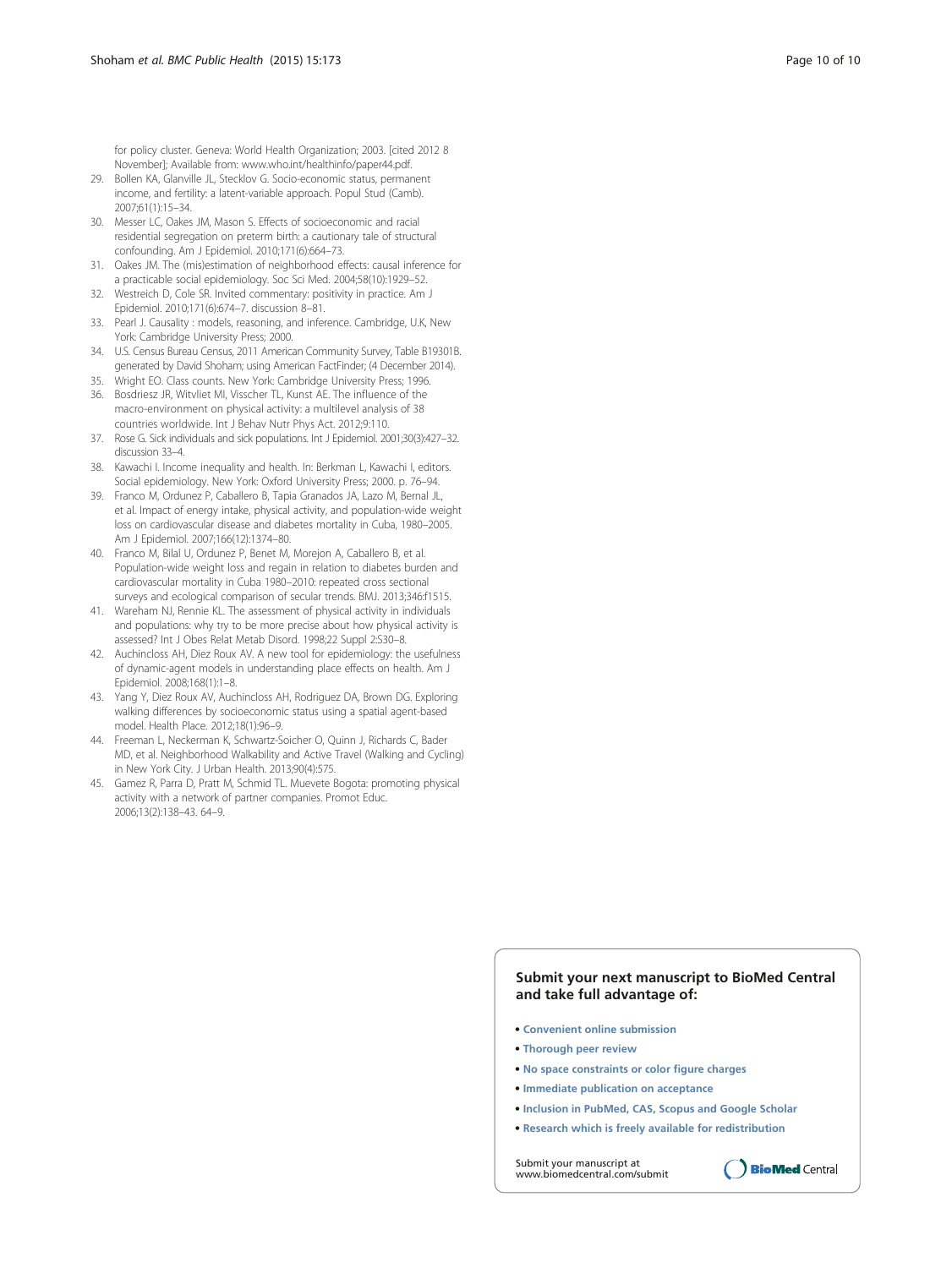for policy cluster. Geneva: World Health Organization; 2003. [cited 2012 8 November]; Available from: www.who.int/healthinfo/paper44.pdf.

29. Bollen KA, Glanville JL, Stecklov G. Socio-economic status, permanent income, and fertility: a latent-variable approach. Popul Stud (Camb). 2007;61(1):15–34.
30. Messer LC, Oakes JM, Mason S. Effects of socioeconomic and racial residential segregation on preterm birth: a cautionary tale of structural confounding. Am J Epidemiol. 2010;171(6):664–73.
31. Oakes JM. The (mis)estimation of neighborhood effects: causal inference for a practicable social epidemiology. Soc Sci Med. 2004;58(10):1929–52.
32. Westreich D, Cole SR. Invited commentary: positivity in practice. Am J Epidemiol. 2010;171(6):674–7. discussion 8–81.
33. Pearl J. Causality : models, reasoning, and inference. Cambridge, U.K, New York: Cambridge University Press; 2000.
34. U.S. Census Bureau Census, 2011 American Community Survey, Table B19301B. generated by David Shoham; using American FactFinder; (4 December 2014).
35. Wright EO. Class counts. New York: Cambridge University Press; 1996.
36. Bosdriesz JR, Witvliet MI, Visscher TL, Kunst AE. The influence of the macro-environment on physical activity: a multilevel analysis of 38 countries worldwide. Int J Behav Nutr Phys Act. 2012;9:110.
37. Rose G. Sick individuals and sick populations. Int J Epidemiol. 2001;30(3):427–32. discussion 33–4.
38. Kawachi I. Income inequality and health. In: Berkman L, Kawachi I, editors. Social epidemiology. New York: Oxford University Press; 2000. p. 76–94.
39. Franco M, Ordunez P, Caballero B, Tapia Granados JA, Lazo M, Bernal JL, et al. Impact of energy intake, physical activity, and population-wide weight loss on cardiovascular disease and diabetes mortality in Cuba, 1980–2005. Am J Epidemiol. 2007;166(12):1374–80.
40. Franco M, Bilal U, Ordunez P, Benet M, Morejon A, Caballero B, et al. Population-wide weight loss and regain in relation to diabetes burden and cardiovascular mortality in Cuba 1980–2010: repeated cross sectional surveys and ecological comparison of secular trends. BMJ. 2013;346:f1515.
41. Wareham NJ, Rennie KL. The assessment of physical activity in individuals and populations: why try to be more precise about how physical activity is assessed? Int J Obes Relat Metab Disord. 1998;22 Suppl 2:S30–8.
42. Auchincloss AH, Diez Roux AV. A new tool for epidemiology: the usefulness of dynamic-agent models in understanding place effects on health. Am J Epidemiol. 2008;168(1):1–8.
43. Yang Y, Diez Roux AV, Auchincloss AH, Rodriguez DA, Brown DG. Exploring walking differences by socioeconomic status using a spatial agent-based model. Health Place. 2012;18(1):96–9.
44. Freeman L, Neckerman K, Schwartz-Soicher O, Quinn J, Richards C, Bader MD, et al. Neighborhood Walkability and Active Travel (Walking and Cycling) in New York City. J Urban Health. 2013;90(4):575.
45. Gamez R, Parra D, Pratt M, Schmid TL. Muevete Bogota: promoting physical activity with a network of partner companies. Promot Educ. 2006;13(2):138–43. 64–9.

**Submit your next manuscript to BioMed Central and take full advantage of:**

- **Convenient online submission**
- **Thorough peer review**
- **No space constraints or color figure charges**
- **Immediate publication on acceptance**
- **Inclusion in PubMed, CAS, Scopus and Google Scholar**
- **Research which is freely available for redistribution**

Submit your manuscript at www.biomedcentral.com/submit

BioMed Central